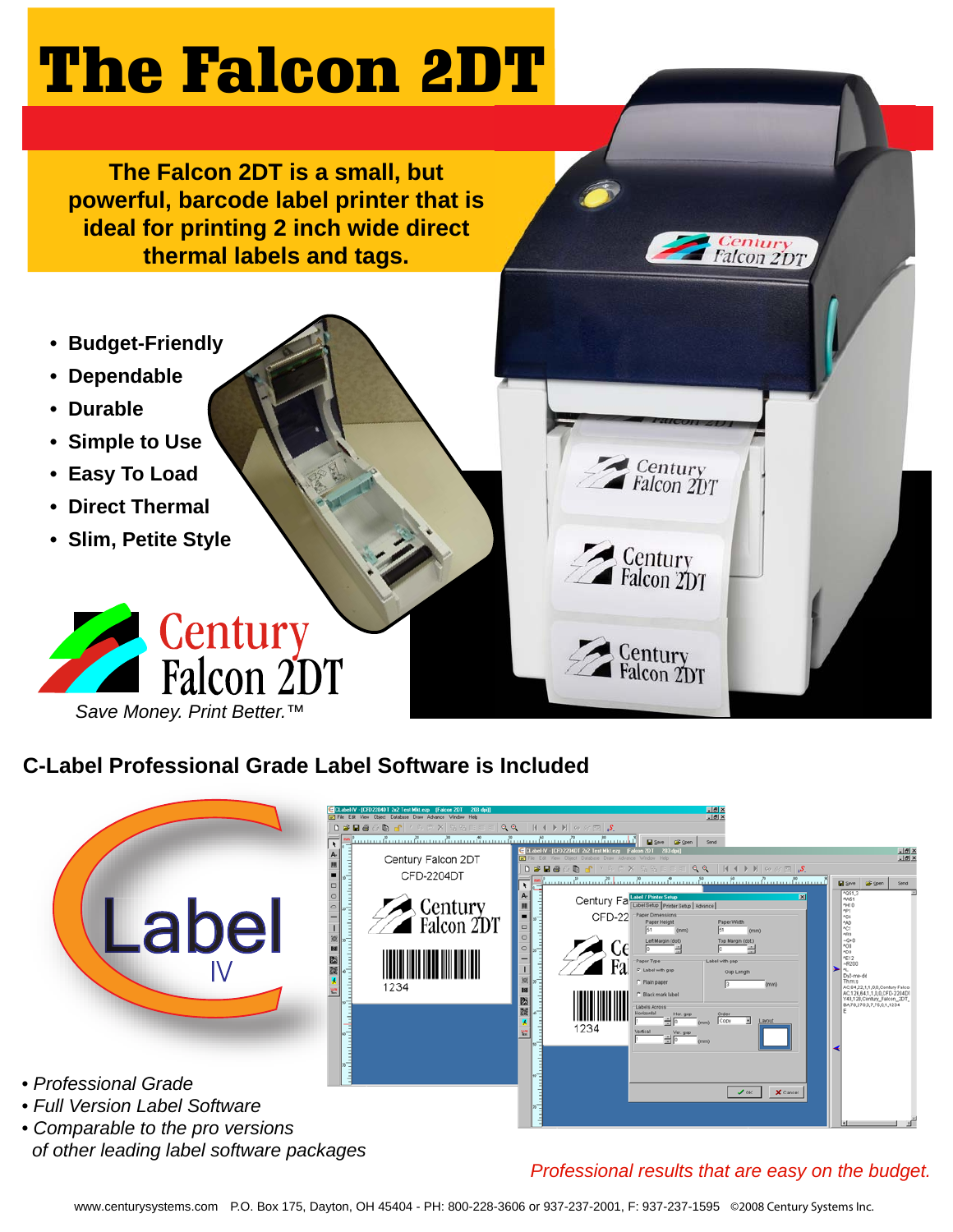# The Falcon 2DT

**The Falcon 2DT is a small, but powerful, barcode label printer that is ideal for printing 2 inch wide direct thermal labels and tags.**

- **Budget-Friendly**
- **Dependable**
- **Durable**
- **Simple to Use**
- **Easy To Load**
- **Direct Thermal**
- **Slim, Petite Style**

Century Falcon 2DT

*Save Money. Print Better.™*

## C-Label Professional Grade Label Software is Included

- *Professional Grade*
- *Full Version Label Software*
- *Comparable to the pro versions of other leading label software packages*

*Professional results that are easy on the budget.*

www.centurysystems.com P.O. Box 175, Dayton, OH 45404 - PH: 800-228-3606 or 937-237-2001, F: 937-237-1595 ©2008 Century Systems Inc.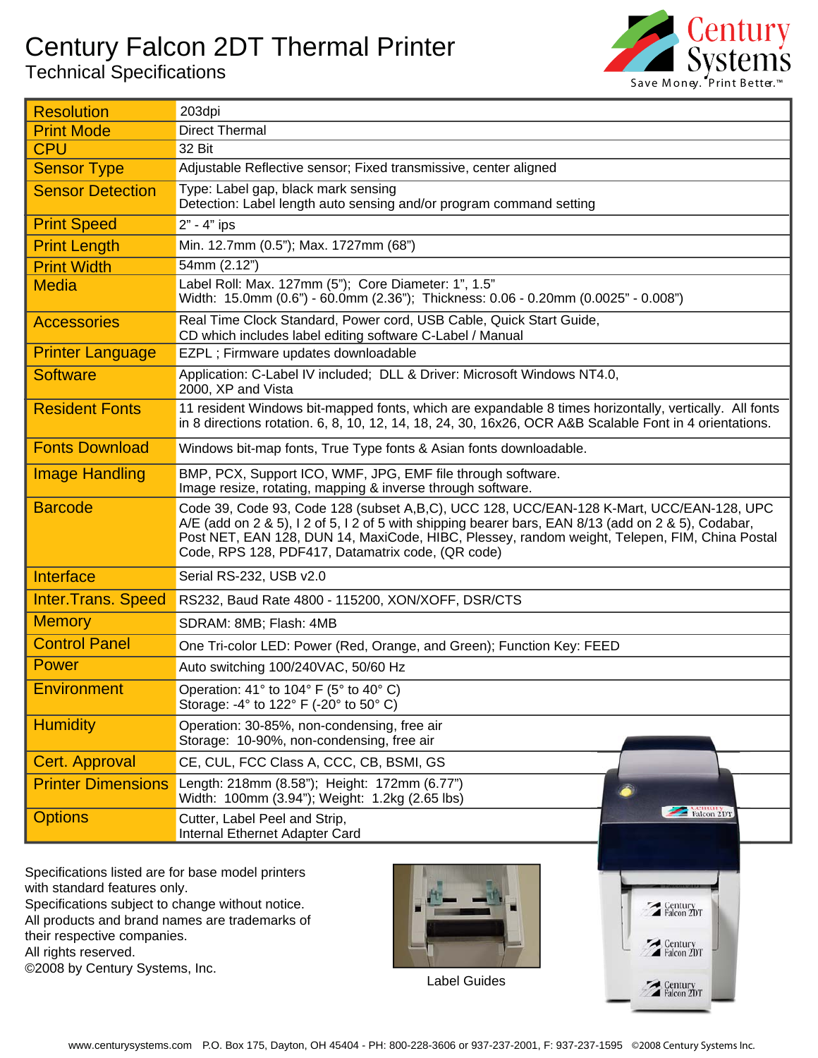# Century Falcon 2DT Thermal Printer

## Technical Specifications

Century Systems
Save Money. Print Better.™

| | |
|---|---|
| Resolution | 203dpi |
| Print Mode | Direct Thermal |
| CPU | 32 Bit |
| Sensor Type | Adjustable Reflective sensor; Fixed transmissive, center aligned |
| Sensor Detection | Type: Label gap, black mark sensing<br>Detection: Label length auto sensing and/or program command setting |
| Print Speed | 2" - 4" ips |
| Print Length | Min. 12.7mm (0.5"); Max. 1727mm (68") |
| Print Width | 54mm (2.12") |
| Media | Label Roll: Max. 127mm (5"); Core Diameter: 1", 1.5"<br>Width: 15.0mm (0.6") - 60.0mm (2.36"); Thickness: 0.06 - 0.20mm (0.0025" - 0.008") |
| Accessories | Real Time Clock Standard, Power cord, USB Cable, Quick Start Guide,<br>CD which includes label editing software C-Label / Manual |
| Printer Language | EZPL ; Firmware updates downloadable |
| Software | Application: C-Label IV included; DLL & Driver: Microsoft Windows NT4.0,<br>2000, XP and Vista |
| Resident Fonts | 11 resident Windows bit-mapped fonts, which are expandable 8 times horizontally, vertically. All fonts in 8 directions rotation. 6, 8, 10, 12, 14, 18, 24, 30, 16x26, OCR A&B Scalable Font in 4 orientations. |
| Fonts Download | Windows bit-map fonts, True Type fonts & Asian fonts downloadable. |
| Image Handling | BMP, PCX, Support ICO, WMF, JPG, EMF file through software.<br>Image resize, rotating, mapping & inverse through software. |
| Barcode | Code 39, Code 93, Code 128 (subset A,B,C), UCC 128, UCC/EAN-128 K-Mart, UCC/EAN-128, UPC A/E (add on 2 & 5), I 2 of 5, I 2 of 5 with shipping bearer bars, EAN 8/13 (add on 2 & 5), Codabar, Post NET, EAN 128, DUN 14, MaxiCode, HIBC, Plessey, random weight, Telepen, FIM, China Postal Code, RPS 128, PDF417, Datamatrix code, (QR code) |
| Interface | Serial RS-232, USB v2.0 |
| Inter.Trans. Speed | RS232, Baud Rate 4800 - 115200, XON/XOFF, DSR/CTS |
| Memory | SDRAM: 8MB; Flash: 4MB |
| Control Panel | One Tri-color LED: Power (Red, Orange, and Green); Function Key: FEED |
| Power | Auto switching 100/240VAC, 50/60 Hz |
| Environment | Operation: 41° to 104° F (5° to 40° C)<br>Storage: -4° to 122° F (-20° to 50° C) |
| Humidity | Operation: 30-85%, non-condensing, free air<br>Storage: 10-90%, non-condensing, free air |
| Cert. Approval | CE, CUL, FCC Class A, CCC, CB, BSMI, GS |
| Printer Dimensions | Length: 218mm (8.58"); Height: 172mm (6.77")<br>Width: 100mm (3.94"); Weight: 1.2kg (2.65 lbs) |
| Options | Cutter, Label Peel and Strip,<br>Internal Ethernet Adapter Card |

Specifications listed are for base model printers with standard features only.
Specifications subject to change without notice.
All products and brand names are trademarks of their respective companies.
All rights reserved.
©2008 by Century Systems, Inc.

Label Guides

www.centurysystems.com P.O. Box 175, Dayton, OH 45404 - PH: 800-228-3606 or 937-237-2001, F: 937-237-1595 ©2008 Century Systems Inc.